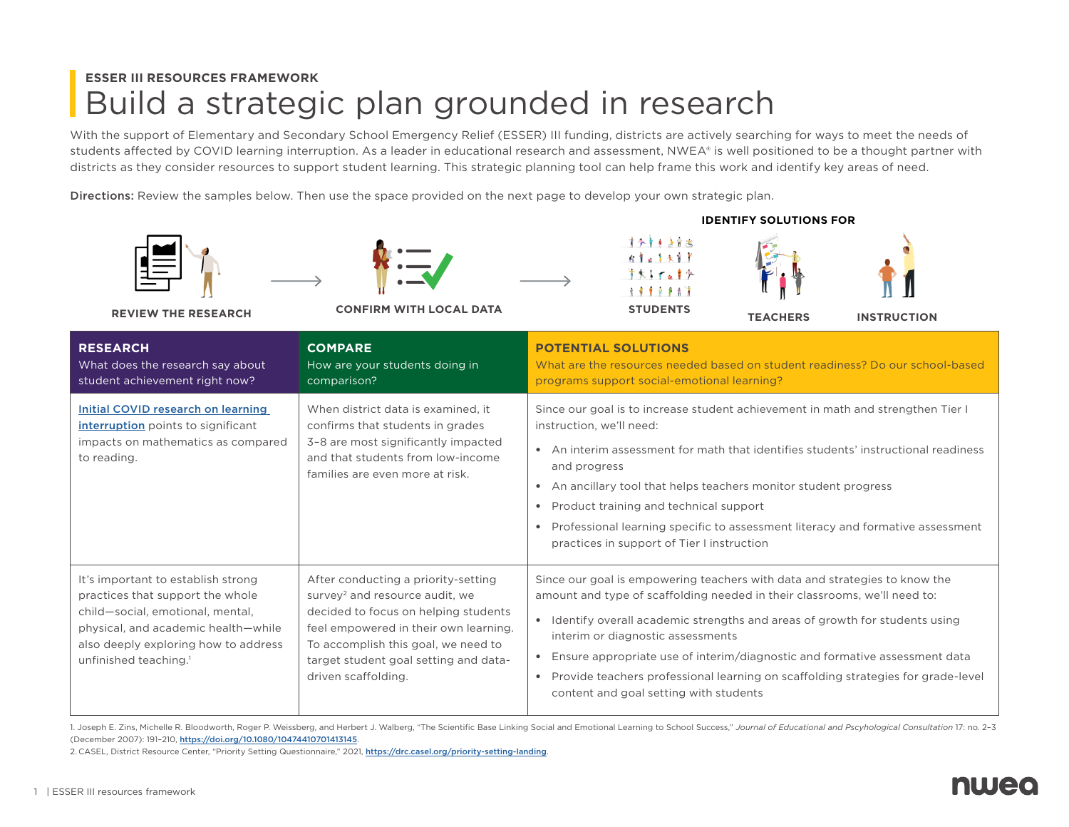**ESSER III RESOURCES FRAMEWORK**

# Build a strategic plan grounded in research

With the support of Elementary and Secondary School Emergency Relief (ESSER) III funding, districts are actively searching for ways to meet the needs of students affected by COVID learning interruption. As a leader in educational research and assessment, NWEA® is well positioned to be a thought partner with districts as they consider resources to support student learning. This strategic planning tool can help frame this work and identify key areas of need.

**Directions:** Review the samples below. Then use the space provided on the next page to develop your own strategic plan.

REVIEW THE RESEARCH → CONFIRM WITH LOCAL DATA → IDENTIFY SOLUTIONS FOR: STUDENTS, TEACHERS, INSTRUCTION

| **RESEARCH** What does the research say about student achievement right now? | **COMPARE** How are your students doing in comparison? | **POTENTIAL SOLUTIONS** What are the resources needed based on student readiness? Do our school-based programs support social-emotional learning? |
|---|---|---|
| Initial COVID research on learning interruption points to significant impacts on mathematics as compared to reading. | When district data is examined, it confirms that students in grades 3–8 are most significantly impacted and that students from low-income families are even more at risk. | Since our goal is to increase student achievement in math and strengthen Tier I instruction, we'll need:<br>• An interim assessment for math that identifies students' instructional readiness and progress<br>• An ancillary tool that helps teachers monitor student progress<br>• Product training and technical support<br>• Professional learning specific to assessment literacy and formative assessment practices in support of Tier I instruction |
| It's important to establish strong practices that support the whole child—social, emotional, mental, physical, and academic health—while also deeply exploring how to address unfinished teaching.[1] | After conducting a priority-setting survey[2] and resource audit, we decided to focus on helping students feel empowered in their own learning. To accomplish this goal, we need to target student goal setting and data-driven scaffolding. | Since our goal is empowering teachers with data and strategies to know the amount and type of scaffolding needed in their classrooms, we'll need to:<br>• Identify overall academic strengths and areas of growth for students using interim or diagnostic assessments<br>• Ensure appropriate use of interim/diagnostic and formative assessment data<br>• Provide teachers professional learning on scaffolding strategies for grade-level content and goal setting with students |

1. Joseph E. Zins, Michelle R. Bloodworth, Roger P. Weissberg, and Herbert J. Walberg, "The Scientific Base Linking Social and Emotional Learning to School Success," *Journal of Educational and Psychological Consultation* 17: no. 2–3 (December 2007): 191–210, https://doi.org/10.1080/10474410701413145.

2. CASEL, District Resource Center, "Priority Setting Questionnaire," 2021, https://drc.casel.org/priority-setting-landing.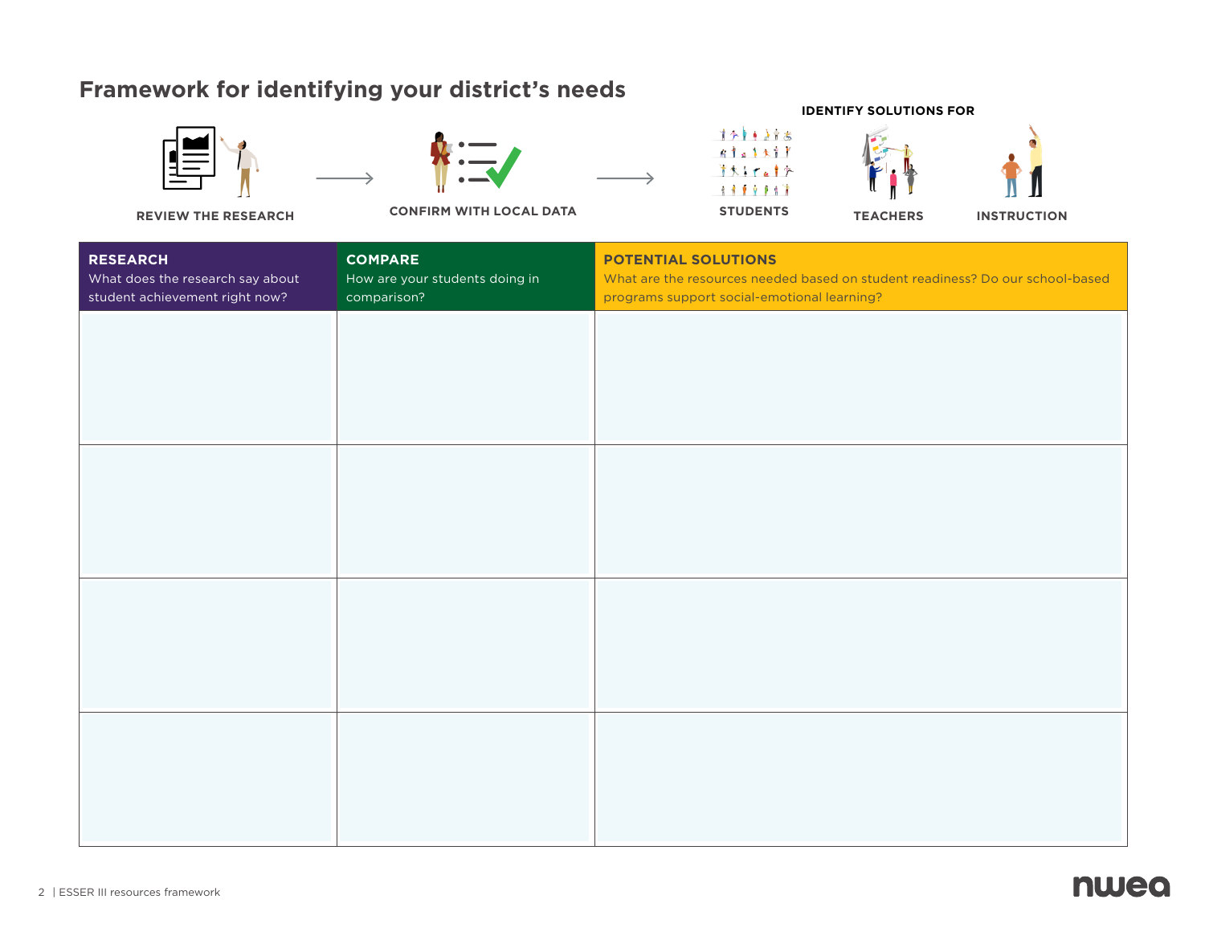## Framework for identifying your district's needs

REVIEW THE RESEARCH → CONFIRM WITH LOCAL DATA → IDENTIFY SOLUTIONS FOR

STUDENTS

TEACHERS

INSTRUCTION

| **RESEARCH** What does the research say about student achievement right now? | **COMPARE** How are your students doing in comparison? | **POTENTIAL SOLUTIONS** What are the resources needed based on student readiness? Do our school-based programs support social-emotional learning? |
|---|---|---|
| | | |
| | | |
| | | |
| | | |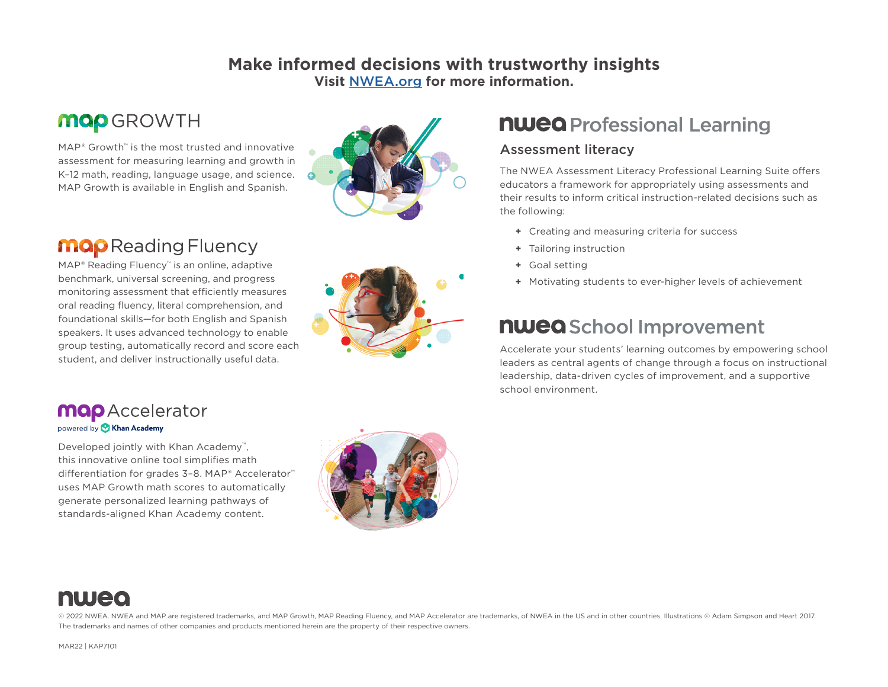## Make informed decisions with trustworthy insights
**Visit NWEA.org for more information.**

## map GROWTH

MAP® Growth™ is the most trusted and innovative assessment for measuring learning and growth in K–12 math, reading, language usage, and science. MAP Growth is available in English and Spanish.

## map Reading Fluency

MAP® Reading Fluency™ is an online, adaptive benchmark, universal screening, and progress monitoring assessment that efficiently measures oral reading fluency, literal comprehension, and foundational skills—for both English and Spanish speakers. It uses advanced technology to enable group testing, automatically record and score each student, and deliver instructionally useful data.

## map Accelerator

powered by Khan Academy

Developed jointly with Khan Academy™, this innovative online tool simplifies math differentiation for grades 3–8. MAP® Accelerator™ uses MAP Growth math scores to automatically generate personalized learning pathways of standards-aligned Khan Academy content.

## nwea Professional Learning

### Assessment literacy

The NWEA Assessment Literacy Professional Learning Suite offers educators a framework for appropriately using assessments and their results to inform critical instruction-related decisions such as the following:

+ Creating and measuring criteria for success
+ Tailoring instruction
+ Goal setting
+ Motivating students to ever-higher levels of achievement

## nwea School Improvement

Accelerate your students' learning outcomes by empowering school leaders as central agents of change through a focus on instructional leadership, data-driven cycles of improvement, and a supportive school environment.

nwea

© 2022 NWEA. NWEA and MAP are registered trademarks, and MAP Growth, MAP Reading Fluency, and MAP Accelerator are trademarks, of NWEA in the US and in other countries. Illustrations © Adam Simpson and Heart 2017. The trademarks and names of other companies and products mentioned herein are the property of their respective owners.

MAR22 | KAP7101